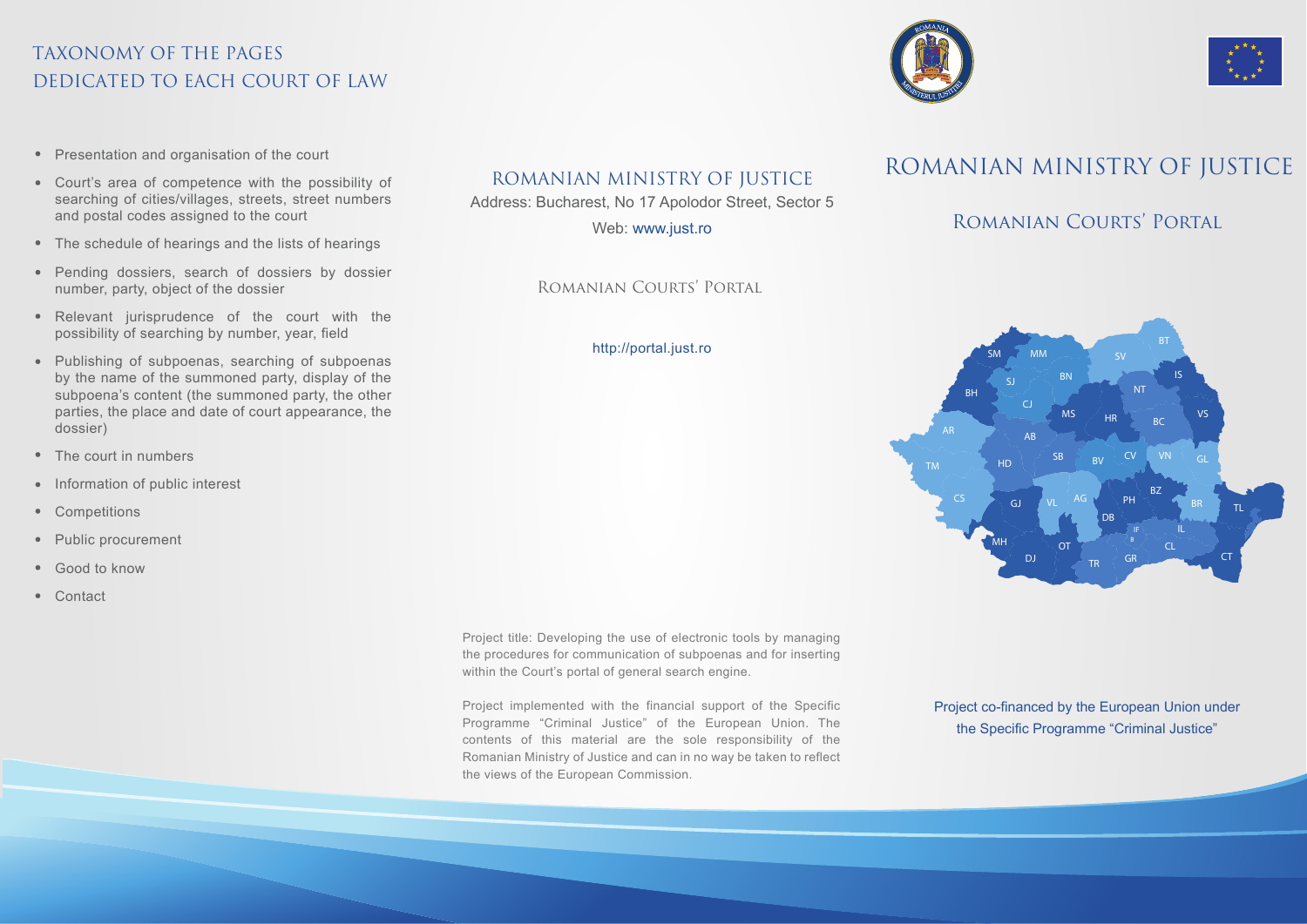# TAXONOMY OF THE PAGES DEDICATED TO EACH COURT OF LAW

- Presentation and organisation of the court
- Court's area of competence with the possibility of searching of cities/villages, streets, street numbers and postal codes assigned to the court
- The schedule of hearings and the lists of hearings
- Pending dossiers, search of dossiers by dossier number, party, object of the dossier
- Relevant jurisprudence of the court with the possibility of searching by number, year, field
- Publishing of subpoenas, searching of subpoenas by the name of the summoned party, display of the subpoena's content (the summoned party, the other parties, the place and date of court appearance, the dossier)
- The court in numbers
- Information of public interest
- Competitions
- Public procurement
- Good to know
- Contact

## ROMANIAN MINISTRY OF JUSTICE

Address: Bucharest, No 17 Apolodor Street, Sector 5

Web: www.just.ro

ROMANIAN COURTS' PORTAL

http://portal.just.ro

Project title: Developing the use of electronic tools by managing the procedures for communication of subpoenas and for inserting within the Court's portal of general search engine.

Project implemented with the financial support of the Specific Programme "Criminal Justice" of the European Union. The contents of this material are the sole responsibility of the Romanian Ministry of Justice and can in no way be taken to reflect the views of the European Commission.

# ROMANIAN MINISTRY OF JUSTICE

## ROMANIAN COURTS' PORTAL

SM MM BT SV IS BH SJ BN NT CJ VS MS HR BC AR AB SB BV CV VN GL TM HD CS GJ VL AG PH BZ BR TL DB IF B IL MH OT CL DJ TR GR CT

Project co-financed by the European Union under the Specific Programme "Criminal Justice"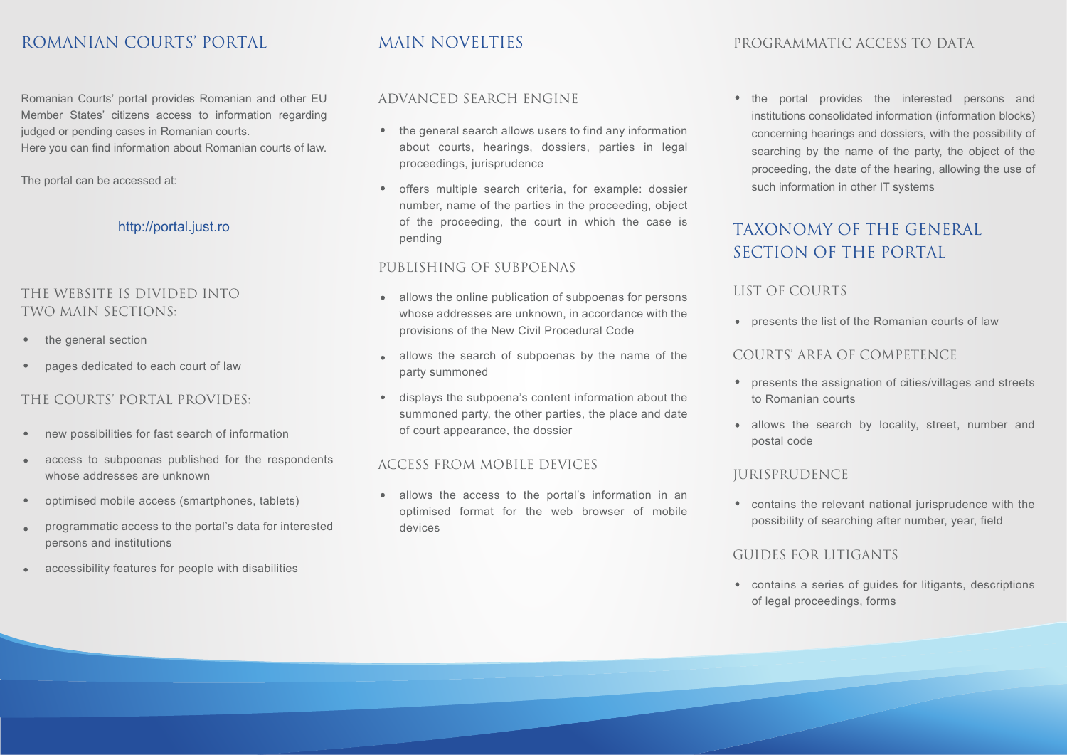# ROMANIAN COURTS' PORTAL

Romanian Courts' portal provides Romanian and other EU Member States' citizens access to information regarding judged or pending cases in Romanian courts.
Here you can find information about Romanian courts of law.

The portal can be accessed at:

http://portal.just.ro

## THE WEBSITE IS DIVIDED INTO TWO MAIN SECTIONS:

- the general section
- pages dedicated to each court of law

## THE COURTS' PORTAL PROVIDES:

- new possibilities for fast search of information
- access to subpoenas published for the respondents whose addresses are unknown
- optimised mobile access (smartphones, tablets)
- programmatic access to the portal's data for interested persons and institutions
- accessibility features for people with disabilities

# MAIN NOVELTIES

## ADVANCED SEARCH ENGINE

- the general search allows users to find any information about courts, hearings, dossiers, parties in legal proceedings, jurisprudence
- offers multiple search criteria, for example: dossier number, name of the parties in the proceeding, object of the proceeding, the court in which the case is pending

## PUBLISHING OF SUBPOENAS

- allows the online publication of subpoenas for persons whose addresses are unknown, in accordance with the provisions of the New Civil Procedural Code
- allows the search of subpoenas by the name of the party summoned
- displays the subpoena's content information about the summoned party, the other parties, the place and date of court appearance, the dossier

## ACCESS FROM MOBILE DEVICES

- allows the access to the portal's information in an optimised format for the web browser of mobile devices

## PROGRAMMATIC ACCESS TO DATA

- the portal provides the interested persons and institutions consolidated information (information blocks) concerning hearings and dossiers, with the possibility of searching by the name of the party, the object of the proceeding, the date of the hearing, allowing the use of such information in other IT systems

# TAXONOMY OF THE GENERAL SECTION OF THE PORTAL

## LIST OF COURTS

- presents the list of the Romanian courts of law

## COURTS' AREA OF COMPETENCE

- presents the assignation of cities/villages and streets to Romanian courts
- allows the search by locality, street, number and postal code

## JURISPRUDENCE

- contains the relevant national jurisprudence with the possibility of searching after number, year, field

## GUIDES FOR LITIGANTS

- contains a series of guides for litigants, descriptions of legal proceedings, forms